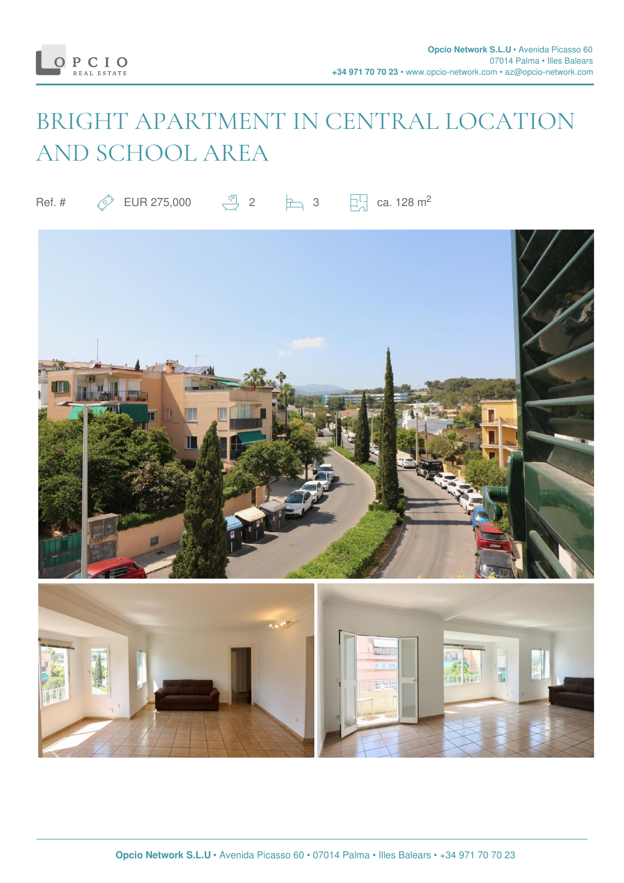# BRIGHT APARTMENT IN CENTRAL LOCATION AND SCHOOL AREA

Ref. # | EUR 275,000 | 2 | 3 | ca. 128 m$^2$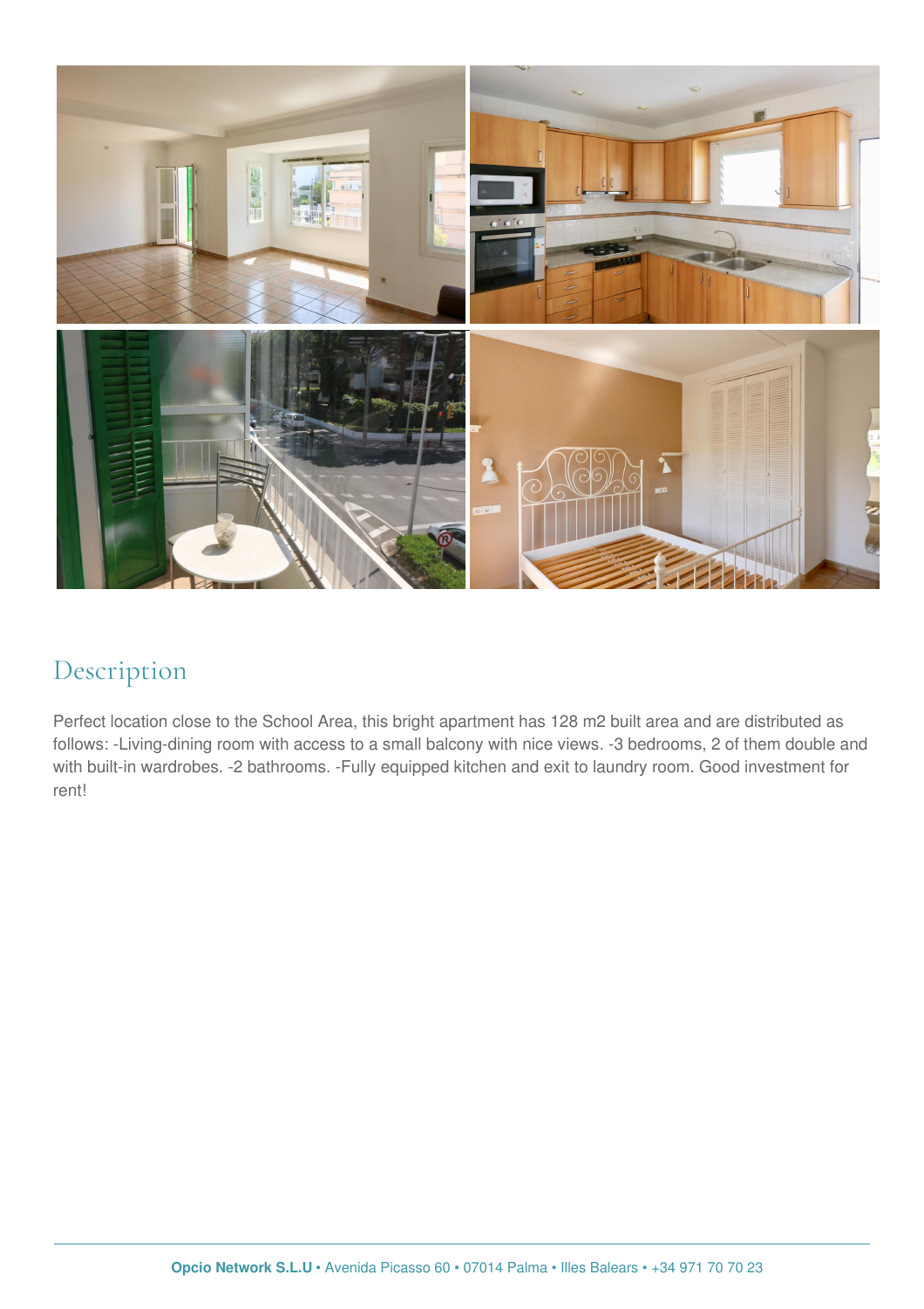## Description

Perfect location close to the School Area, this bright apartment has 128 m2 built area and are distributed as follows: -Living-dining room with access to a small balcony with nice views. -3 bedrooms, 2 of them double and with built-in wardrobes. -2 bathrooms. -Fully equipped kitchen and exit to laundry room. Good investment for rent!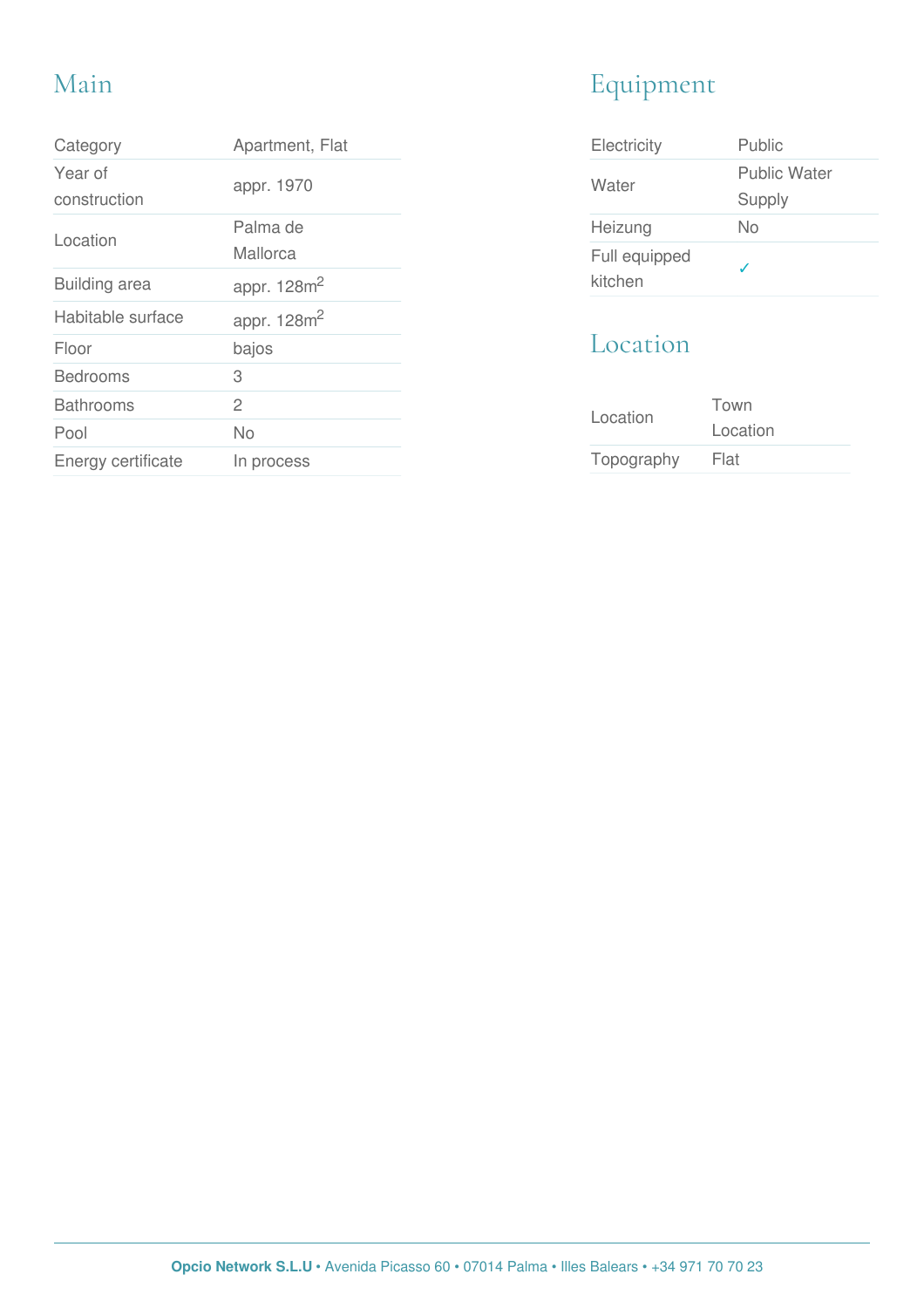## Main

| | |
|---|---|
| Category | Apartment, Flat |
| Year of construction | appr. 1970 |
| Location | Palma de Mallorca |
| Building area | appr. 128m$^2$ |
| Habitable surface | appr. 128m$^2$ |
| Floor | bajos |
| Bedrooms | 3 |
| Bathrooms | 2 |
| Pool | No |
| Energy certificate | In process |

## Equipment

| | |
|---|---|
| Electricity | Public |
| Water | Public Water Supply |
| Heizung | No |
| Full equipped kitchen | ✓ |

## Location

| | |
|---|---|
| Location | Town Location |
| Topography | Flat |

**Opcio Network S.L.U** • Avenida Picasso 60 • 07014 Palma • Illes Balears • +34 971 70 70 23